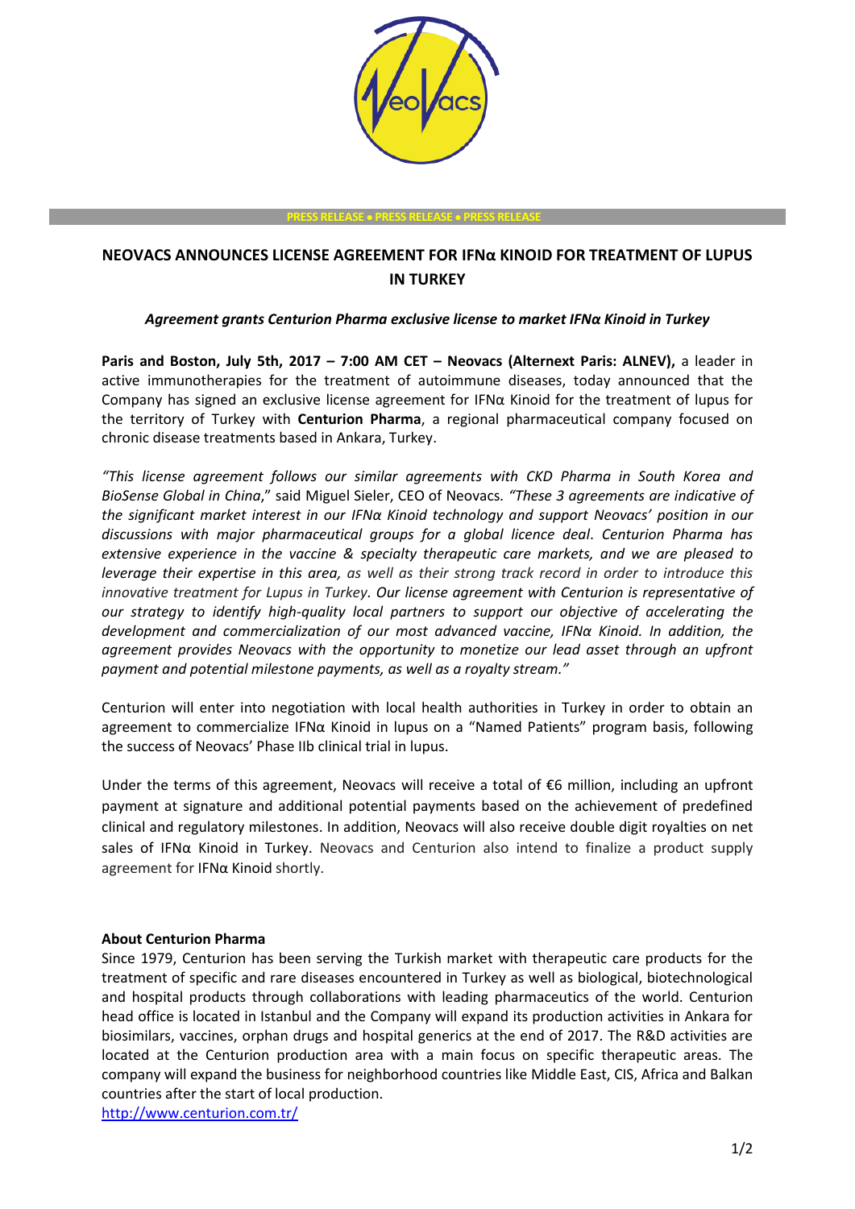PRESS RELEASE • PRESS RELEASE • PRESS RELEASE

# NEOVACS ANNOUNCES LICENSE AGREEMENT FOR IFNα KINOID FOR TREATMENT OF LUPUS IN TURKEY

***Agreement grants Centurion Pharma exclusive license to market IFNα Kinoid in Turkey***

**Paris and Boston, July 5th, 2017 – 7:00 AM CET – Neovacs (Alternext Paris: ALNEV),** a leader in active immunotherapies for the treatment of autoimmune diseases, today announced that the Company has signed an exclusive license agreement for IFNα Kinoid for the treatment of lupus for the territory of Turkey with **Centurion Pharma**, a regional pharmaceutical company focused on chronic disease treatments based in Ankara, Turkey.

*"This license agreement follows our similar agreements with CKD Pharma in South Korea and BioSense Global in China*," said Miguel Sieler, CEO of Neovacs*. "These 3 agreements are indicative of the significant market interest in our IFNα Kinoid technology and support Neovacs' position in our discussions with major pharmaceutical groups for a global licence deal. Centurion Pharma has extensive experience in the vaccine & specialty therapeutic care markets, and we are pleased to leverage their expertise in this area, as well as their strong track record in order to introduce this innovative treatment for Lupus in Turkey. Our license agreement with Centurion is representative of our strategy to identify high-quality local partners to support our objective of accelerating the development and commercialization of our most advanced vaccine, IFNα Kinoid. In addition, the agreement provides Neovacs with the opportunity to monetize our lead asset through an upfront payment and potential milestone payments, as well as a royalty stream."*

Centurion will enter into negotiation with local health authorities in Turkey in order to obtain an agreement to commercialize IFNα Kinoid in lupus on a "Named Patients" program basis, following the success of Neovacs' Phase IIb clinical trial in lupus.

Under the terms of this agreement, Neovacs will receive a total of €6 million, including an upfront payment at signature and additional potential payments based on the achievement of predefined clinical and regulatory milestones. In addition, Neovacs will also receive double digit royalties on net sales of IFNα Kinoid in Turkey. Neovacs and Centurion also intend to finalize a product supply agreement for IFNα Kinoid shortly.

**About Centurion Pharma**

Since 1979, Centurion has been serving the Turkish market with therapeutic care products for the treatment of specific and rare diseases encountered in Turkey as well as biological, biotechnological and hospital products through collaborations with leading pharmaceutics of the world. Centurion head office is located in Istanbul and the Company will expand its production activities in Ankara for biosimilars, vaccines, orphan drugs and hospital generics at the end of 2017. The R&D activities are located at the Centurion production area with a main focus on specific therapeutic areas. The company will expand the business for neighborhood countries like Middle East, CIS, Africa and Balkan countries after the start of local production.

http://www.centurion.com.tr/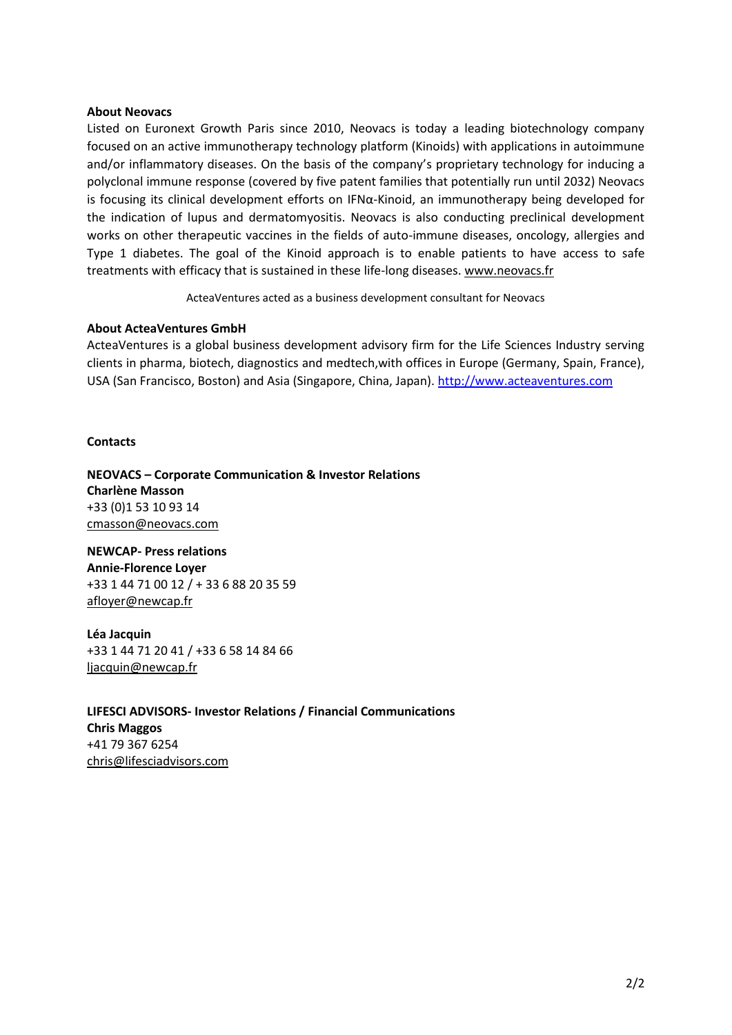**About Neovacs**

Listed on Euronext Growth Paris since 2010, Neovacs is today a leading biotechnology company focused on an active immunotherapy technology platform (Kinoids) with applications in autoimmune and/or inflammatory diseases. On the basis of the company's proprietary technology for inducing a polyclonal immune response (covered by five patent families that potentially run until 2032) Neovacs is focusing its clinical development efforts on IFNα-Kinoid, an immunotherapy being developed for the indication of lupus and dermatomyositis. Neovacs is also conducting preclinical development works on other therapeutic vaccines in the fields of auto-immune diseases, oncology, allergies and Type 1 diabetes. The goal of the Kinoid approach is to enable patients to have access to safe treatments with efficacy that is sustained in these life-long diseases. www.neovacs.fr

ActeaVentures acted as a business development consultant for Neovacs

**About ActeaVentures GmbH**

ActeaVentures is a global business development advisory firm for the Life Sciences Industry serving clients in pharma, biotech, diagnostics and medtech,with offices in Europe (Germany, Spain, France), USA (San Francisco, Boston) and Asia (Singapore, China, Japan). http://www.acteaventures.com

**Contacts**

**NEOVACS – Corporate Communication & Investor Relations**
**Charlène Masson**
+33 (0)1 53 10 93 14
cmasson@neovacs.com

**NEWCAP- Press relations**
**Annie-Florence Loyer**
+33 1 44 71 00 12 / + 33 6 88 20 35 59
afloyer@newcap.fr

**Léa Jacquin**
+33 1 44 71 20 41 / +33 6 58 14 84 66
ljacquin@newcap.fr

**LIFESCI ADVISORS- Investor Relations / Financial Communications**
**Chris Maggos**
+41 79 367 6254
chris@lifesciadvisors.com